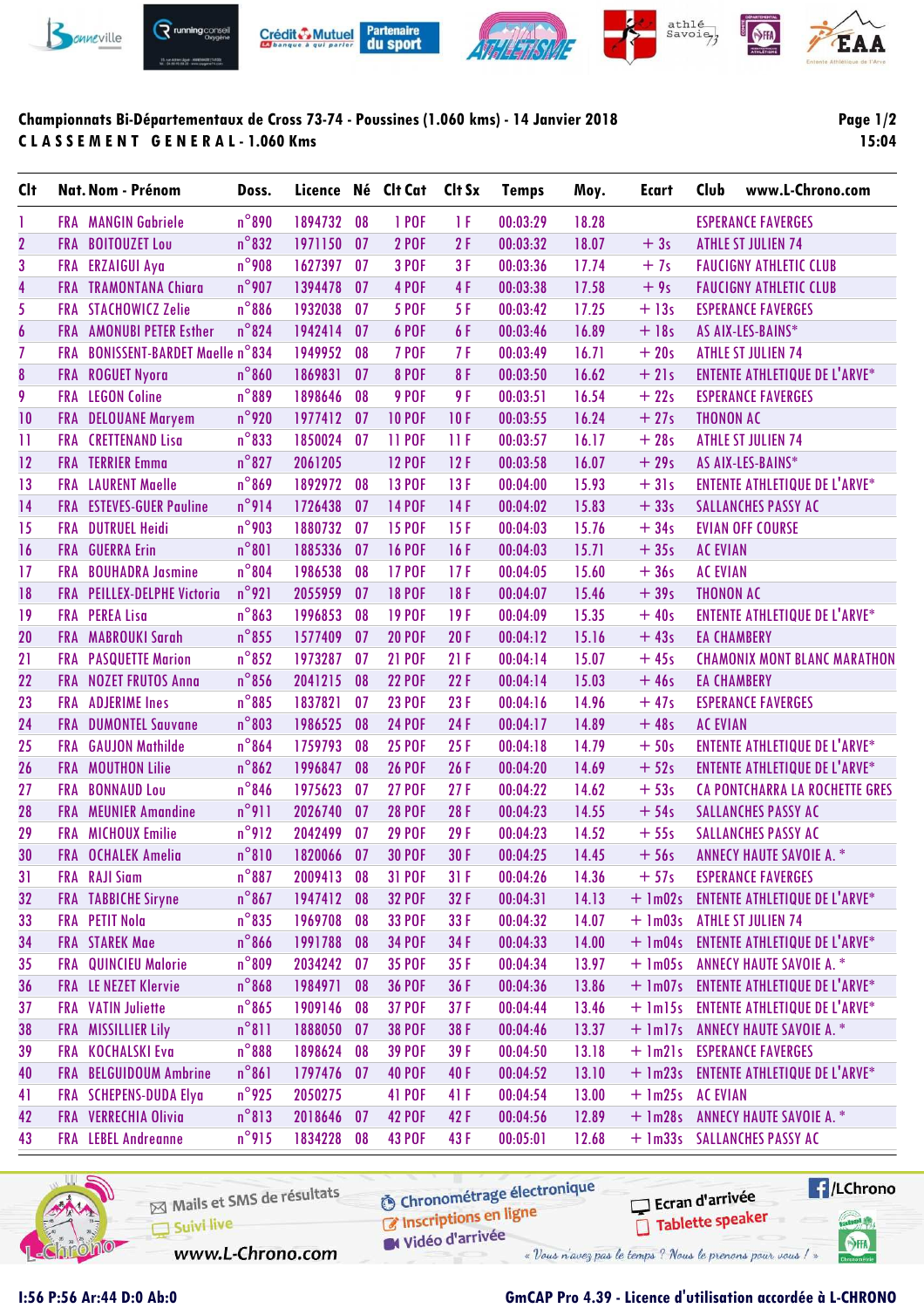**Championnats Bi-Départementaux de Cross 73-74 - Poussines (1.060 kms) - 14 Janvier 2018**

**C L A S S E M E N T   G E N E R A L - 1.060 Kms**

| Clt | Nat. | Nom - Prénom | Doss. | Licence | Né | Clt Cat | Clt Sx | Temps | Moy. | Ecart | Club www.L-Chrono.com |
|---|---|---|---|---|---|---|---|---|---|---|---|
| 1 | FRA | MANGIN Gabriele | n°890 | 1894732 | 08 | 1 POF | 1 F | 00:03:29 | 18.28 | | ESPERANCE FAVERGES |
| 2 | FRA | BOITOUZET Lou | n°832 | 1971150 | 07 | 2 POF | 2 F | 00:03:32 | 18.07 | + 3s | ATHLE ST JULIEN 74 |
| 3 | FRA | ERZAIGUI Aya | n°908 | 1627397 | 07 | 3 POF | 3 F | 00:03:36 | 17.74 | + 7s | FAUCIGNY ATHLETIC CLUB |
| 4 | FRA | TRAMONTANA Chiara | n°907 | 1394478 | 07 | 4 POF | 4 F | 00:03:38 | 17.58 | + 9s | FAUCIGNY ATHLETIC CLUB |
| 5 | FRA | STACHOWICZ Zelie | n°886 | 1932038 | 07 | 5 POF | 5 F | 00:03:42 | 17.25 | + 13s | ESPERANCE FAVERGES |
| 6 | FRA | AMONUBI PETER Esther | n°824 | 1942414 | 07 | 6 POF | 6 F | 00:03:46 | 16.89 | + 18s | AS AIX-LES-BAINS* |
| 7 | FRA | BONISSENT-BARDET Maelle | n°834 | 1949952 | 08 | 7 POF | 7 F | 00:03:49 | 16.71 | + 20s | ATHLE ST JULIEN 74 |
| 8 | FRA | ROGUET Nyora | n°860 | 1869831 | 07 | 8 POF | 8 F | 00:03:50 | 16.62 | + 21s | ENTENTE ATHLETIQUE DE L'ARVE* |
| 9 | FRA | LEGON Coline | n°889 | 1898646 | 08 | 9 POF | 9 F | 00:03:51 | 16.54 | + 22s | ESPERANCE FAVERGES |
| 10 | FRA | DELOUANE Maryem | n°920 | 1977412 | 07 | 10 POF | 10 F | 00:03:55 | 16.24 | + 27s | THONON AC |
| 11 | FRA | CRETTENAND Lisa | n°833 | 1850024 | 07 | 11 POF | 11 F | 00:03:57 | 16.17 | + 28s | ATHLE ST JULIEN 74 |
| 12 | FRA | TERRIER Emma | n°827 | 2061205 | | 12 POF | 12 F | 00:03:58 | 16.07 | + 29s | AS AIX-LES-BAINS* |
| 13 | FRA | LAURENT Maelle | n°869 | 1892972 | 08 | 13 POF | 13 F | 00:04:00 | 15.93 | + 31s | ENTENTE ATHLETIQUE DE L'ARVE* |
| 14 | FRA | ESTEVES-GUER Pauline | n°914 | 1726438 | 07 | 14 POF | 14 F | 00:04:02 | 15.83 | + 33s | SALLANCHES PASSY AC |
| 15 | FRA | DUTRUEL Heidi | n°903 | 1880732 | 07 | 15 POF | 15 F | 00:04:03 | 15.76 | + 34s | EVIAN OFF COURSE |
| 16 | FRA | GUERRA Erin | n°801 | 1885336 | 07 | 16 POF | 16 F | 00:04:03 | 15.71 | + 35s | AC EVIAN |
| 17 | FRA | BOUHADRA Jasmine | n°804 | 1986538 | 08 | 17 POF | 17 F | 00:04:05 | 15.60 | + 36s | AC EVIAN |
| 18 | FRA | PEILLEX-DELPHE Victoria | n°921 | 2055959 | 07 | 18 POF | 18 F | 00:04:07 | 15.46 | + 39s | THONON AC |
| 19 | FRA | PEREA Lisa | n°863 | 1996853 | 08 | 19 POF | 19 F | 00:04:09 | 15.35 | + 40s | ENTENTE ATHLETIQUE DE L'ARVE* |
| 20 | FRA | MABROUKI Sarah | n°855 | 1577409 | 07 | 20 POF | 20 F | 00:04:12 | 15.16 | + 43s | EA CHAMBERY |
| 21 | FRA | PASQUETTE Marion | n°852 | 1973287 | 07 | 21 POF | 21 F | 00:04:14 | 15.07 | + 45s | CHAMONIX MONT BLANC MARATHON |
| 22 | FRA | NOZET FRUTOS Anna | n°856 | 2041215 | 08 | 22 POF | 22 F | 00:04:14 | 15.03 | + 46s | EA CHAMBERY |
| 23 | FRA | ADJERIME Ines | n°885 | 1837821 | 07 | 23 POF | 23 F | 00:04:16 | 14.96 | + 47s | ESPERANCE FAVERGES |
| 24 | FRA | DUMONTEL Sauvane | n°803 | 1986525 | 08 | 24 POF | 24 F | 00:04:17 | 14.89 | + 48s | AC EVIAN |
| 25 | FRA | GAUJON Mathilde | n°864 | 1759793 | 08 | 25 POF | 25 F | 00:04:18 | 14.79 | + 50s | ENTENTE ATHLETIQUE DE L'ARVE* |
| 26 | FRA | MOUTHON Lilie | n°862 | 1996847 | 08 | 26 POF | 26 F | 00:04:20 | 14.69 | + 52s | ENTENTE ATHLETIQUE DE L'ARVE* |
| 27 | FRA | BONNAUD Lou | n°846 | 1975623 | 07 | 27 POF | 27 F | 00:04:22 | 14.62 | + 53s | CA PONTCHARRA LA ROCHETTE GRES |
| 28 | FRA | MEUNIER Amandine | n°911 | 2026740 | 07 | 28 POF | 28 F | 00:04:23 | 14.55 | + 54s | SALLANCHES PASSY AC |
| 29 | FRA | MICHOUX Emilie | n°912 | 2042499 | 07 | 29 POF | 29 F | 00:04:23 | 14.52 | + 55s | SALLANCHES PASSY AC |
| 30 | FRA | OCHALEK Amelia | n°810 | 1820066 | 07 | 30 POF | 30 F | 00:04:25 | 14.45 | + 56s | ANNECY HAUTE SAVOIE A. * |
| 31 | FRA | RAJI Siam | n°887 | 2009413 | 08 | 31 POF | 31 F | 00:04:26 | 14.36 | + 57s | ESPERANCE FAVERGES |
| 32 | FRA | TABBICHE Siryne | n°867 | 1947412 | 08 | 32 POF | 32 F | 00:04:31 | 14.13 | + 1m02s | ENTENTE ATHLETIQUE DE L'ARVE* |
| 33 | FRA | PETIT Nola | n°835 | 1969708 | 08 | 33 POF | 33 F | 00:04:32 | 14.07 | + 1m03s | ATHLE ST JULIEN 74 |
| 34 | FRA | STAREK Mae | n°866 | 1991788 | 08 | 34 POF | 34 F | 00:04:33 | 14.00 | + 1m04s | ENTENTE ATHLETIQUE DE L'ARVE* |
| 35 | FRA | QUINCIEU Malorie | n°809 | 2034242 | 07 | 35 POF | 35 F | 00:04:34 | 13.97 | + 1m05s | ANNECY HAUTE SAVOIE A. * |
| 36 | FRA | LE NEZET Klervie | n°868 | 1984971 | 08 | 36 POF | 36 F | 00:04:36 | 13.86 | + 1m07s | ENTENTE ATHLETIQUE DE L'ARVE* |
| 37 | FRA | VATIN Juliette | n°865 | 1909146 | 08 | 37 POF | 37 F | 00:04:44 | 13.46 | + 1m15s | ENTENTE ATHLETIQUE DE L'ARVE* |
| 38 | FRA | MISSILLIER Lily | n°811 | 1888050 | 07 | 38 POF | 38 F | 00:04:46 | 13.37 | + 1m17s | ANNECY HAUTE SAVOIE A. * |
| 39 | FRA | KOCHALSKI Eva | n°888 | 1898624 | 08 | 39 POF | 39 F | 00:04:50 | 13.18 | + 1m21s | ESPERANCE FAVERGES |
| 40 | FRA | BELGUIDOUM Ambrine | n°861 | 1797476 | 07 | 40 POF | 40 F | 00:04:52 | 13.10 | + 1m23s | ENTENTE ATHLETIQUE DE L'ARVE* |
| 41 | FRA | SCHEPENS-DUDA Elya | n°925 | 2050275 | | 41 POF | 41 F | 00:04:54 | 13.00 | + 1m25s | AC EVIAN |
| 42 | FRA | VERRECHIA Olivia | n°813 | 2018646 | 07 | 42 POF | 42 F | 00:04:56 | 12.89 | + 1m28s | ANNECY HAUTE SAVOIE A. * |
| 43 | FRA | LEBEL Andreanne | n°915 | 1834228 | 08 | 43 POF | 43 F | 00:05:01 | 12.68 | + 1m33s | SALLANCHES PASSY AC |

I:56 P:56 Ar:44 D:0 Ab:0

GmCAP Pro 4.39 - Licence d'utilisation accordée à L-CHRONO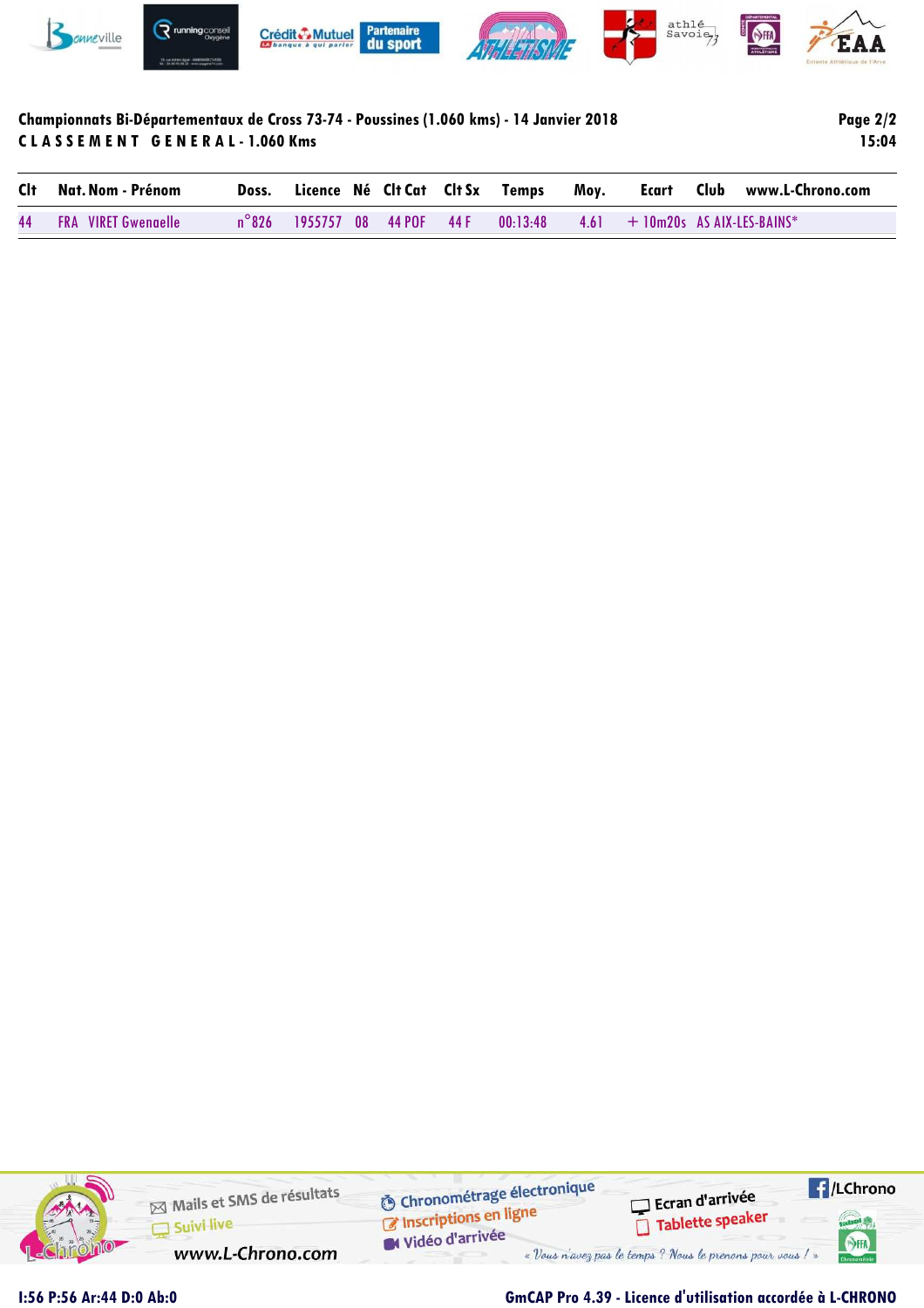Championnats Bi-Départementaux de Cross 73-74 - Poussines (1.060 kms) - 14 Janvier 2018

CLASSEMENT GENERAL - 1.060 Kms

| Clt | Nat. | Nom - Prénom | Doss. | Licence | Né | Clt Cat | Clt Sx | Temps | Moy. | Ecart | Club |
|---|---|---|---|---|---|---|---|---|---|---|---|
| 44 | FRA | VIRET Gwenaelle | n°826 | 1955757 | 08 | 44 POF | 44 F | 00:13:48 | 4.61 | + 10m20s | AS AIX-LES-BAINS* |

I:56 P:56 Ar:44 D:0 Ab:0

GmCAP Pro 4.39 - Licence d'utilisation accordée à L-CHRONO